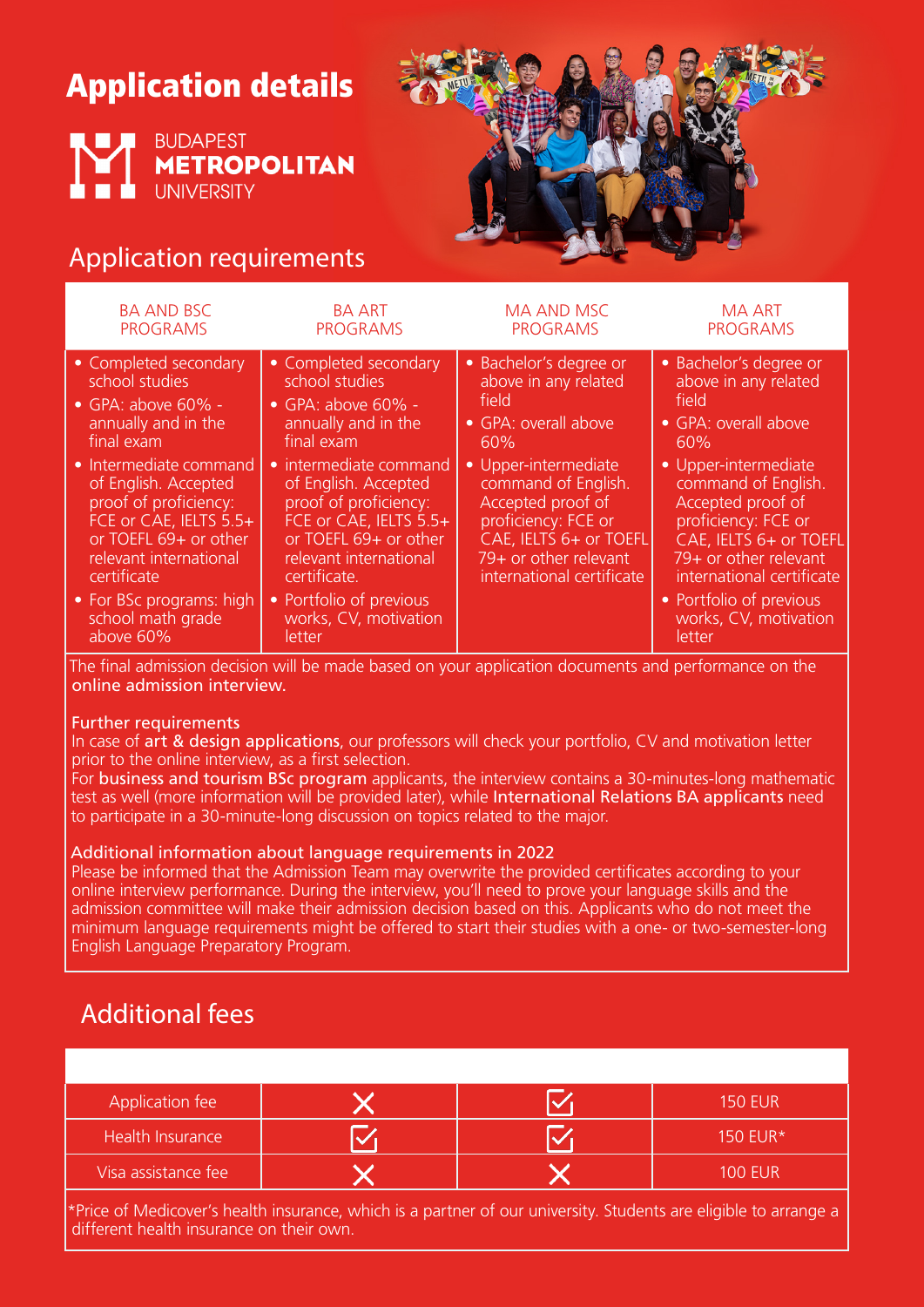# Application details

BUDAPEST **METROPOLITAN** UNIVERSITY

## Application requirements

| BA AND BSC PROGRAMS | BA ART PROGRAMS | MA AND MSC PROGRAMS | MA ART PROGRAMS |
|---|---|---|---|
| • Completed secondary school studies<br>• GPA: above 60% - annually and in the final exam<br>• Intermediate command of English. Accepted proof of proficiency: FCE or CAE, IELTS 5.5+ or TOEFL 69+ or other relevant international certificate<br>• For BSc programs: high school math grade above 60% | • Completed secondary school studies<br>• GPA: above 60% - annually and in the final exam<br>• intermediate command of English. Accepted proof of proficiency: FCE or CAE, IELTS 5.5+ or TOEFL 69+ or other relevant international certificate.<br>• Portfolio of previous works, CV, motivation letter | • Bachelor's degree or above in any related field<br>• GPA: overall above 60%<br>• Upper-intermediate command of English. Accepted proof of proficiency: FCE or CAE, IELTS 6+ or TOEFL 79+ or other relevant international certificate | • Bachelor's degree or above in any related field<br>• GPA: overall above 60%<br>• Upper-intermediate command of English. Accepted proof of proficiency: FCE or CAE, IELTS 6+ or TOEFL 79+ or other relevant international certificate<br>• Portfolio of previous works, CV, motivation letter |

The final admission decision will be made based on your application documents and performance on the **online admission interview.**

**Further requirements**

In case of **art & design applications**, our professors will check your portfolio, CV and motivation letter prior to the online interview, as a first selection.
For **business and tourism BSc program** applicants, the interview contains a 30-minutes-long mathematic test as well (more information will be provided later), while **International Relations BA applicants** need to participate in a 30-minute-long discussion on topics related to the major.

**Additional information about language requirements in 2022**

Please be informed that the Admission Team may overwrite the provided certificates according to your online interview performance. During the interview, you'll need to prove your language skills and the admission committee will make their admission decision based on this. Applicants who do not meet the minimum language requirements might be offered to start their studies with a one- or two-semester-long English Language Preparatory Program.

## Additional fees

| | | | |
|---|---|---|---|
| Application fee | ✗ | ☑ | 150 EUR |
| Health Insurance | ☑ | ☑ | 150 EUR* |
| Visa assistance fee | ✗ | ✗ | 100 EUR |

*Price of Medicover's health insurance, which is a partner of our university. Students are eligible to arrange a different health insurance on their own.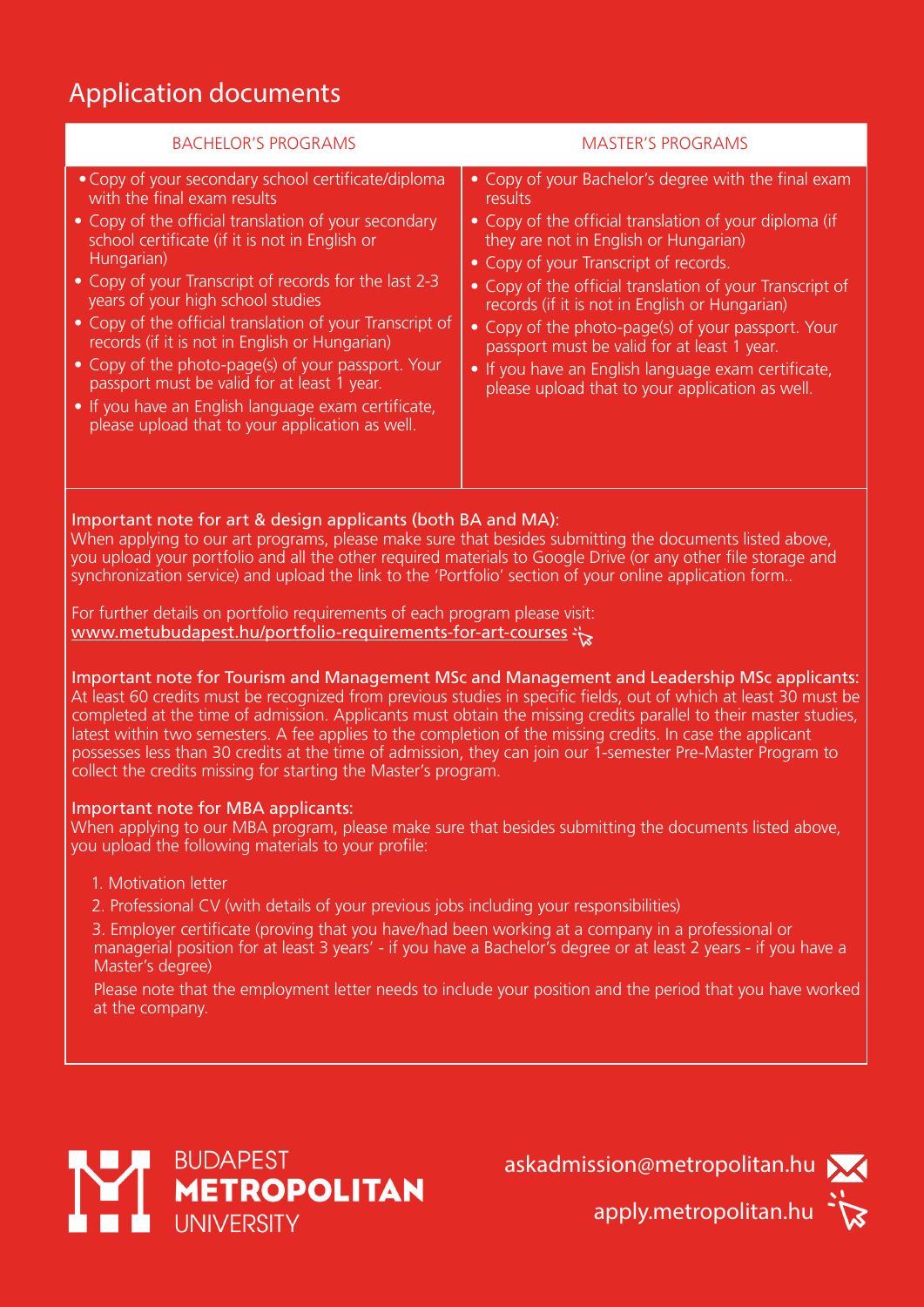# Application documents

| BACHELOR'S PROGRAMS | MASTER'S PROGRAMS |
| --- | --- |
| • Copy of your secondary school certificate/diploma with the final exam results<br>• Copy of the official translation of your secondary school certificate (if it is not in English or Hungarian)<br>• Copy of your Transcript of records for the last 2-3 years of your high school studies<br>• Copy of the official translation of your Transcript of records (if it is not in English or Hungarian)<br>• Copy of the photo-page(s) of your passport. Your passport must be valid for at least 1 year.<br>• If you have an English language exam certificate, please upload that to your application as well. | • Copy of your Bachelor's degree with the final exam results<br>• Copy of the official translation of your diploma (if they are not in English or Hungarian)<br>• Copy of your Transcript of records.<br>• Copy of the official translation of your Transcript of records (if it is not in English or Hungarian)<br>• Copy of the photo-page(s) of your passport. Your passport must be valid for at least 1 year..<br>• If you have an English language exam certificate, please upload that to your application as well. |

**Important note for art & design applicants (both BA and MA):**
When applying to our art programs, please make sure that besides submitting the documents listed above, you upload your portfolio and all the other required materials to Google Drive (or any other file storage and synchronization service) and upload the link to the 'Portfolio' section of your online application form..

For further details on portfolio requirements of each program please visit:
www.metubudapest.hu/portfolio-requirements-for-art-courses

**Important note for Tourism and Management MSc and Management and Leadership MSc applicants:**
At least 60 credits must be recognized from previous studies in specific fields, out of which at least 30 must be completed at the time of admission. Applicants must obtain the missing credits parallel to their master studies, latest within two semesters. A fee applies to the completion of the missing credits. In case the applicant possesses less than 30 credits at the time of admission, they can join our 1-semester Pre-Master Program to collect the credits missing for starting the Master's program.

**Important note for MBA applicants:**
When applying to our MBA program, please make sure that besides submitting the documents listed above, you upload the following materials to your profile:

1. Motivation letter
2. Professional CV (with details of your previous jobs including your responsibilities)
3. Employer certificate (proving that you have/had been working at a company in a professional or managerial position for at least 3 years' - if you have a Bachelor's degree or at least 2 years - if you have a Master's degree)

Please note that the employment letter needs to include your position and the period that you have worked at the company.

BUDAPEST **METROPOLITAN** UNIVERSITY

askadmission@metropolitan.hu

apply.metropolitan.hu